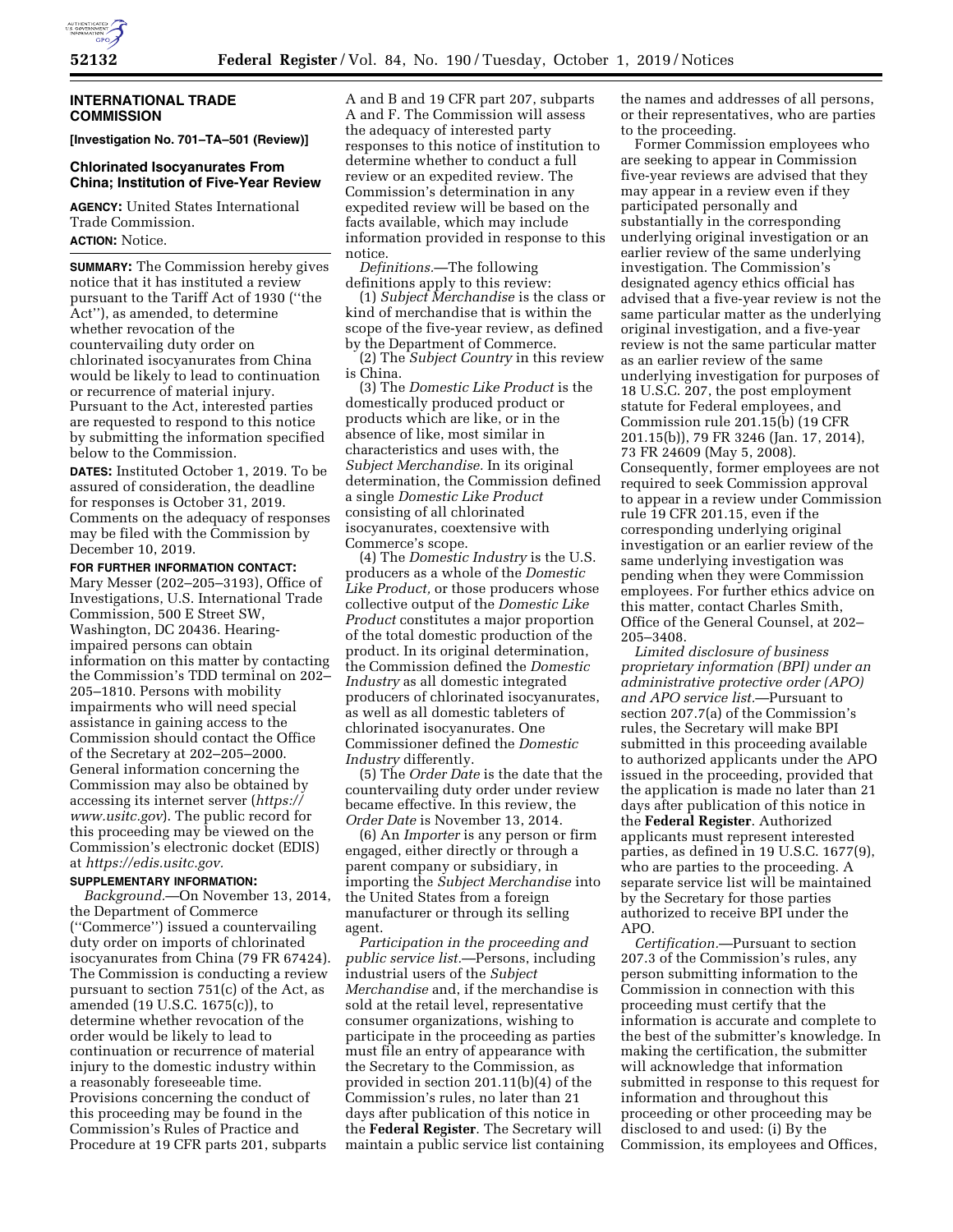## INTERNATIONAL TRADE COMMISSION

**[Investigation No. 701–TA–501 (Review)]**

### Chlorinated Isocyanurates From China; Institution of Five-Year Review

**AGENCY:** United States International Trade Commission.

**ACTION:** Notice.

**SUMMARY:** The Commission hereby gives notice that it has instituted a review pursuant to the Tariff Act of 1930 (''the Act''), as amended, to determine whether revocation of the countervailing duty order on chlorinated isocyanurates from China would be likely to lead to continuation or recurrence of material injury. Pursuant to the Act, interested parties are requested to respond to this notice by submitting the information specified below to the Commission.

**DATES:** Instituted October 1, 2019. To be assured of consideration, the deadline for responses is October 31, 2019. Comments on the adequacy of responses may be filed with the Commission by December 10, 2019.

**FOR FURTHER INFORMATION CONTACT:** Mary Messer (202–205–3193), Office of Investigations, U.S. International Trade Commission, 500 E Street SW, Washington, DC 20436. Hearing-impaired persons can obtain information on this matter by contacting the Commission's TDD terminal on 202–205–1810. Persons with mobility impairments who will need special assistance in gaining access to the Commission should contact the Office of the Secretary at 202–205–2000. General information concerning the Commission may also be obtained by accessing its internet server (*https://www.usitc.gov*). The public record for this proceeding may be viewed on the Commission's electronic docket (EDIS) at *https://edis.usitc.gov.*

**SUPPLEMENTARY INFORMATION:**

*Background.*—On November 13, 2014, the Department of Commerce (''Commerce'') issued a countervailing duty order on imports of chlorinated isocyanurates from China (79 FR 67424). The Commission is conducting a review pursuant to section 751(c) of the Act, as amended (19 U.S.C. 1675(c)), to determine whether revocation of the order would be likely to lead to continuation or recurrence of material injury to the domestic industry within a reasonably foreseeable time. Provisions concerning the conduct of this proceeding may be found in the Commission's Rules of Practice and Procedure at 19 CFR parts 201, subparts A and B and 19 CFR part 207, subparts A and F. The Commission will assess the adequacy of interested party responses to this notice of institution to determine whether to conduct a full review or an expedited review. The Commission's determination in any expedited review will be based on the facts available, which may include information provided in response to this notice.

*Definitions.*—The following definitions apply to this review:

(1) *Subject Merchandise* is the class or kind of merchandise that is within the scope of the five-year review, as defined by the Department of Commerce.

(2) The *Subject Country* in this review is China.

(3) The *Domestic Like Product* is the domestically produced product or products which are like, or in the absence of like, most similar in characteristics and uses with, the *Subject Merchandise.* In its original determination, the Commission defined a single *Domestic Like Product* consisting of all chlorinated isocyanurates, coextensive with Commerce's scope.

(4) The *Domestic Industry* is the U.S. producers as a whole of the *Domestic Like Product,* or those producers whose collective output of the *Domestic Like Product* constitutes a major proportion of the total domestic production of the product. In its original determination, the Commission defined the *Domestic Industry* as all domestic integrated producers of chlorinated isocyanurates, as well as all domestic tableters of chlorinated isocyanurates. One Commissioner defined the *Domestic Industry* differently.

(5) The *Order Date* is the date that the countervailing duty order under review became effective. In this review, the *Order Date* is November 13, 2014.

(6) An *Importer* is any person or firm engaged, either directly or through a parent company or subsidiary, in importing the *Subject Merchandise* into the United States from a foreign manufacturer or through its selling agent.

*Participation in the proceeding and public service list.*—Persons, including industrial users of the *Subject Merchandise* and, if the merchandise is sold at the retail level, representative consumer organizations, wishing to participate in the proceeding as parties must file an entry of appearance with the Secretary to the Commission, as provided in section 201.11(b)(4) of the Commission's rules, no later than 21 days after publication of this notice in the **Federal Register**. The Secretary will maintain a public service list containing the names and addresses of all persons, or their representatives, who are parties to the proceeding.

Former Commission employees who are seeking to appear in Commission five-year reviews are advised that they may appear in a review even if they participated personally and substantially in the corresponding underlying original investigation or an earlier review of the same underlying investigation. The Commission's designated agency ethics official has advised that a five-year review is not the same particular matter as the underlying original investigation, and a five-year review is not the same particular matter as an earlier review of the same underlying investigation for purposes of 18 U.S.C. 207, the post employment statute for Federal employees, and Commission rule 201.15(b) (19 CFR 201.15(b)), 79 FR 3246 (Jan. 17, 2014), 73 FR 24609 (May 5, 2008). Consequently, former employees are not required to seek Commission approval to appear in a review under Commission rule 19 CFR 201.15, even if the corresponding underlying original investigation or an earlier review of the same underlying investigation was pending when they were Commission employees. For further ethics advice on this matter, contact Charles Smith, Office of the General Counsel, at 202–205–3408.

*Limited disclosure of business proprietary information (BPI) under an administrative protective order (APO) and APO service list.*—Pursuant to section 207.7(a) of the Commission's rules, the Secretary will make BPI submitted in this proceeding available to authorized applicants under the APO issued in the proceeding, provided that the application is made no later than 21 days after publication of this notice in the **Federal Register**. Authorized applicants must represent interested parties, as defined in 19 U.S.C. 1677(9), who are parties to the proceeding. A separate service list will be maintained by the Secretary for those parties authorized to receive BPI under the APO.

*Certification.*—Pursuant to section 207.3 of the Commission's rules, any person submitting information to the Commission in connection with this proceeding must certify that the information is accurate and complete to the best of the submitter's knowledge. In making the certification, the submitter will acknowledge that information submitted in response to this request for information and throughout this proceeding or other proceeding may be disclosed to and used: (i) By the Commission, its employees and Offices,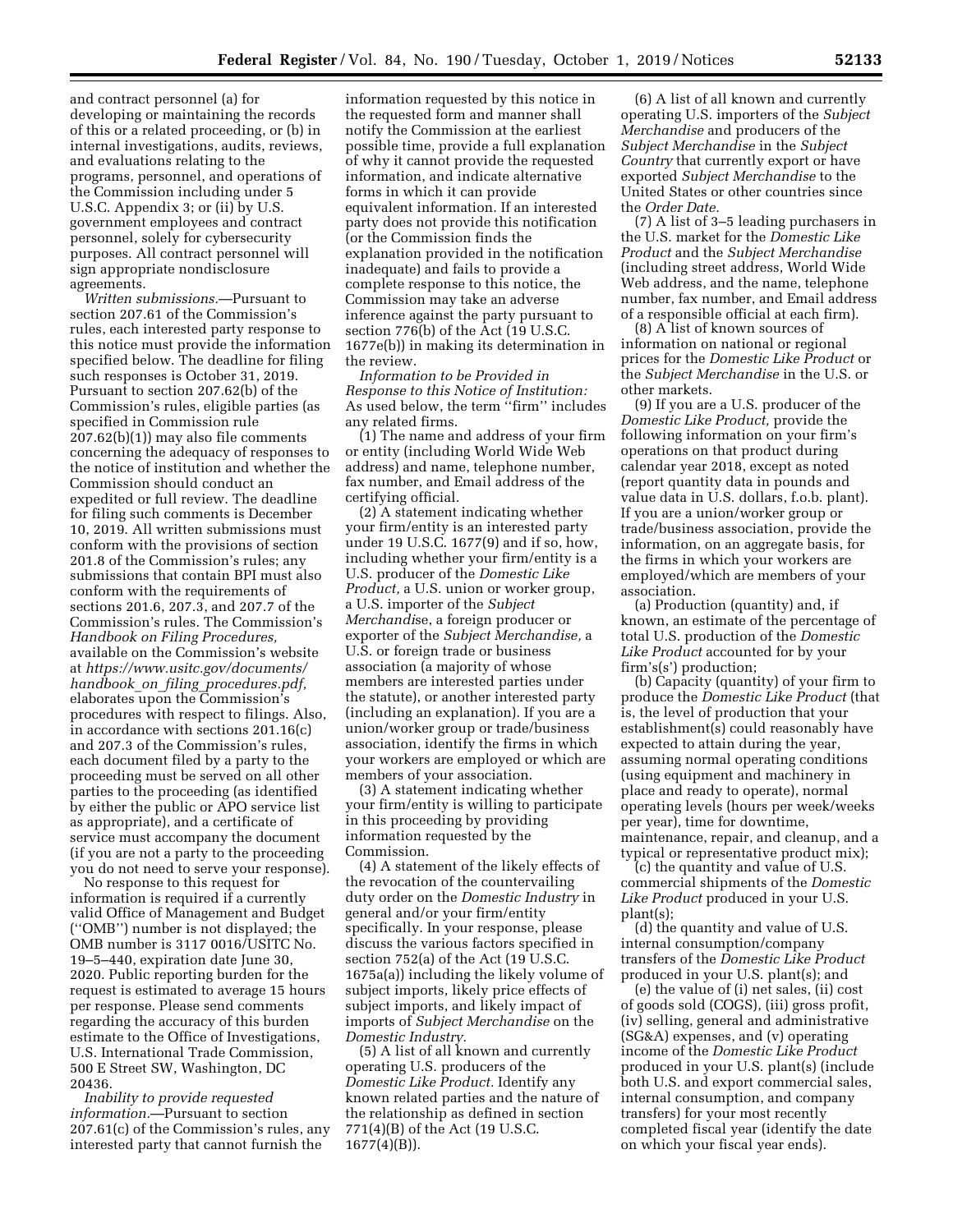and contract personnel (a) for developing or maintaining the records of this or a related proceeding, or (b) in internal investigations, audits, reviews, and evaluations relating to the programs, personnel, and operations of the Commission including under 5 U.S.C. Appendix 3; or (ii) by U.S. government employees and contract personnel, solely for cybersecurity purposes. All contract personnel will sign appropriate nondisclosure agreements.

*Written submissions.*—Pursuant to section 207.61 of the Commission's rules, each interested party response to this notice must provide the information specified below. The deadline for filing such responses is October 31, 2019. Pursuant to section 207.62(b) of the Commission's rules, eligible parties (as specified in Commission rule 207.62(b)(1)) may also file comments concerning the adequacy of responses to the notice of institution and whether the Commission should conduct an expedited or full review. The deadline for filing such comments is December 10, 2019. All written submissions must conform with the provisions of section 201.8 of the Commission's rules; any submissions that contain BPI must also conform with the requirements of sections 201.6, 207.3, and 207.7 of the Commission's rules. The Commission's *Handbook on Filing Procedures,* available on the Commission's website at *https://www.usitc.gov/documents/handbook_on_filing_procedures.pdf,* elaborates upon the Commission's procedures with respect to filings. Also, in accordance with sections 201.16(c) and 207.3 of the Commission's rules, each document filed by a party to the proceeding must be served on all other parties to the proceeding (as identified by either the public or APO service list as appropriate), and a certificate of service must accompany the document (if you are not a party to the proceeding you do not need to serve your response).

No response to this request for information is required if a currently valid Office of Management and Budget (''OMB'') number is not displayed; the OMB number is 3117 0016/USITC No. 19–5–440, expiration date June 30, 2020. Public reporting burden for the request is estimated to average 15 hours per response. Please send comments regarding the accuracy of this burden estimate to the Office of Investigations, U.S. International Trade Commission, 500 E Street SW, Washington, DC 20436.

*Inability to provide requested information.*—Pursuant to section 207.61(c) of the Commission's rules, any interested party that cannot furnish the information requested by this notice in the requested form and manner shall notify the Commission at the earliest possible time, provide a full explanation of why it cannot provide the requested information, and indicate alternative forms in which it can provide equivalent information. If an interested party does not provide this notification (or the Commission finds the explanation provided in the notification inadequate) and fails to provide a complete response to this notice, the Commission may take an adverse inference against the party pursuant to section 776(b) of the Act (19 U.S.C. 1677e(b)) in making its determination in the review.

*Information to be Provided in Response to this Notice of Institution:* As used below, the term ''firm'' includes any related firms.

(1) The name and address of your firm or entity (including World Wide Web address) and name, telephone number, fax number, and Email address of the certifying official.

(2) A statement indicating whether your firm/entity is an interested party under 19 U.S.C. 1677(9) and if so, how, including whether your firm/entity is a U.S. producer of the *Domestic Like Product,* a U.S. union or worker group, a U.S. importer of the *Subject Merchandis*e, a foreign producer or exporter of the *Subject Merchandise,* a U.S. or foreign trade or business association (a majority of whose members are interested parties under the statute), or another interested party (including an explanation). If you are a union/worker group or trade/business association, identify the firms in which your workers are employed or which are members of your association.

(3) A statement indicating whether your firm/entity is willing to participate in this proceeding by providing information requested by the Commission.

(4) A statement of the likely effects of the revocation of the countervailing duty order on the *Domestic Industry* in general and/or your firm/entity specifically. In your response, please discuss the various factors specified in section 752(a) of the Act (19 U.S.C. 1675a(a)) including the likely volume of subject imports, likely price effects of subject imports, and likely impact of imports of *Subject Merchandise* on the *Domestic Industry.*

(5) A list of all known and currently operating U.S. producers of the *Domestic Like Product.* Identify any known related parties and the nature of the relationship as defined in section 771(4)(B) of the Act (19 U.S.C. 1677(4)(B)).

(6) A list of all known and currently operating U.S. importers of the *Subject Merchandise* and producers of the *Subject Merchandise* in the *Subject Country* that currently export or have exported *Subject Merchandise* to the United States or other countries since the *Order Date.*

(7) A list of 3–5 leading purchasers in the U.S. market for the *Domestic Like Product* and the *Subject Merchandise* (including street address, World Wide Web address, and the name, telephone number, fax number, and Email address of a responsible official at each firm).

(8) A list of known sources of information on national or regional prices for the *Domestic Like Product* or the *Subject Merchandise* in the U.S. or other markets.

(9) If you are a U.S. producer of the *Domestic Like Product,* provide the following information on your firm's operations on that product during calendar year 2018, except as noted (report quantity data in pounds and value data in U.S. dollars, f.o.b. plant). If you are a union/worker group or trade/business association, provide the information, on an aggregate basis, for the firms in which your workers are employed/which are members of your association.

(a) Production (quantity) and, if known, an estimate of the percentage of total U.S. production of the *Domestic Like Product* accounted for by your firm's(s') production;

(b) Capacity (quantity) of your firm to produce the *Domestic Like Product* (that is, the level of production that your establishment(s) could reasonably have expected to attain during the year, assuming normal operating conditions (using equipment and machinery in place and ready to operate), normal operating levels (hours per week/weeks per year), time for downtime, maintenance, repair, and cleanup, and a typical or representative product mix);

(c) the quantity and value of U.S. commercial shipments of the *Domestic Like Product* produced in your U.S. plant(s);

(d) the quantity and value of U.S. internal consumption/company transfers of the *Domestic Like Product* produced in your U.S. plant(s); and

(e) the value of (i) net sales, (ii) cost of goods sold (COGS), (iii) gross profit, (iv) selling, general and administrative (SG&A) expenses, and (v) operating income of the *Domestic Like Product* produced in your U.S. plant(s) (include both U.S. and export commercial sales, internal consumption, and company transfers) for your most recently completed fiscal year (identify the date on which your fiscal year ends).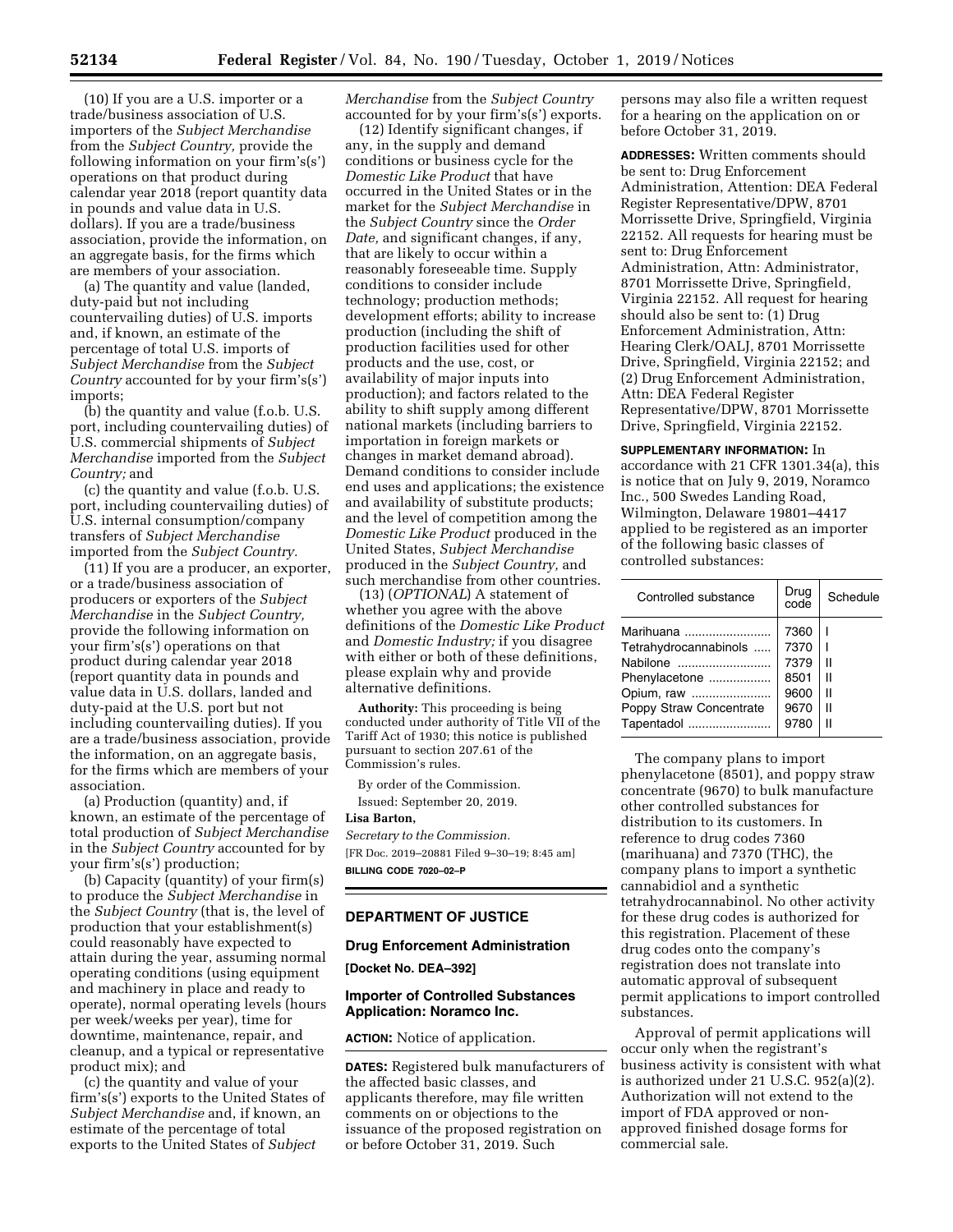(10) If you are a U.S. importer or a trade/business association of U.S. importers of the *Subject Merchandise* from the *Subject Country,* provide the following information on your firm's(s') operations on that product during calendar year 2018 (report quantity data in pounds and value data in U.S. dollars). If you are a trade/business association, provide the information, on an aggregate basis, for the firms which are members of your association.

(a) The quantity and value (landed, duty-paid but not including countervailing duties) of U.S. imports and, if known, an estimate of the percentage of total U.S. imports of *Subject Merchandise* from the *Subject Country* accounted for by your firm's(s') imports;

(b) the quantity and value (f.o.b. U.S. port, including countervailing duties) of U.S. commercial shipments of *Subject Merchandise* imported from the *Subject Country;* and

(c) the quantity and value (f.o.b. U.S. port, including countervailing duties) of U.S. internal consumption/company transfers of *Subject Merchandise* imported from the *Subject Country.*

(11) If you are a producer, an exporter, or a trade/business association of producers or exporters of the *Subject Merchandise* in the *Subject Country,* provide the following information on your firm's(s') operations on that product during calendar year 2018 (report quantity data in pounds and value data in U.S. dollars, landed and duty-paid at the U.S. port but not including countervailing duties). If you are a trade/business association, provide the information, on an aggregate basis, for the firms which are members of your association.

(a) Production (quantity) and, if known, an estimate of the percentage of total production of *Subject Merchandise* in the *Subject Country* accounted for by your firm's(s') production;

(b) Capacity (quantity) of your firm(s) to produce the *Subject Merchandise* in the *Subject Country* (that is, the level of production that your establishment(s) could reasonably have expected to attain during the year, assuming normal operating conditions (using equipment and machinery in place and ready to operate), normal operating levels (hours per week/weeks per year), time for downtime, maintenance, repair, and cleanup, and a typical or representative product mix); and

(c) the quantity and value of your firm's(s') exports to the United States of *Subject Merchandise* and, if known, an estimate of the percentage of total exports to the United States of *Subject Merchandise* from the *Subject Country* accounted for by your firm's(s') exports.

(12) Identify significant changes, if any, in the supply and demand conditions or business cycle for the *Domestic Like Product* that have occurred in the United States or in the market for the *Subject Merchandise* in the *Subject Country* since the *Order Date,* and significant changes, if any, that are likely to occur within a reasonably foreseeable time. Supply conditions to consider include technology; production methods; development efforts; ability to increase production (including the shift of production facilities used for other products and the use, cost, or availability of major inputs into production); and factors related to the ability to shift supply among different national markets (including barriers to importation in foreign markets or changes in market demand abroad). Demand conditions to consider include end uses and applications; the existence and availability of substitute products; and the level of competition among the *Domestic Like Product* produced in the United States, *Subject Merchandise* produced in the *Subject Country,* and such merchandise from other countries.

(13) (*OPTIONAL*) A statement of whether you agree with the above definitions of the *Domestic Like Product* and *Domestic Industry;* if you disagree with either or both of these definitions, please explain why and provide alternative definitions.

**Authority:** This proceeding is being conducted under authority of Title VII of the Tariff Act of 1930; this notice is published pursuant to section 207.61 of the Commission's rules.

By order of the Commission.

Issued: September 20, 2019.

**Lisa Barton,**

*Secretary to the Commission.*

[FR Doc. 2019–20881 Filed 9–30–19; 8:45 am]

**BILLING CODE 7020–02–P**

## DEPARTMENT OF JUSTICE

### Drug Enforcement Administration

**[Docket No. DEA–392]**

### Importer of Controlled Substances Application: Noramco Inc.

**ACTION:** Notice of application.

**DATES:** Registered bulk manufacturers of the affected basic classes, and applicants therefore, may file written comments on or objections to the issuance of the proposed registration on or before October 31, 2019. Such persons may also file a written request for a hearing on the application on or before October 31, 2019.

**ADDRESSES:** Written comments should be sent to: Drug Enforcement Administration, Attention: DEA Federal Register Representative/DPW, 8701 Morrissette Drive, Springfield, Virginia 22152. All requests for hearing must be sent to: Drug Enforcement Administration, Attn: Administrator, 8701 Morrissette Drive, Springfield, Virginia 22152. All request for hearing should also be sent to: (1) Drug Enforcement Administration, Attn: Hearing Clerk/OALJ, 8701 Morrissette Drive, Springfield, Virginia 22152; and (2) Drug Enforcement Administration, Attn: DEA Federal Register Representative/DPW, 8701 Morrissette Drive, Springfield, Virginia 22152.

**SUPPLEMENTARY INFORMATION:** In accordance with 21 CFR 1301.34(a), this is notice that on July 9, 2019, Noramco Inc., 500 Swedes Landing Road, Wilmington, Delaware 19801–4417 applied to be registered as an importer of the following basic classes of controlled substances:

| Controlled substance | Drug code | Schedule |
|---|---|---|
| Marihuana | 7360 | I |
| Tetrahydrocannabinols | 7370 | I |
| Nabilone | 7379 | II |
| Phenylacetone | 8501 | II |
| Opium, raw | 9600 | II |
| Poppy Straw Concentrate | 9670 | II |
| Tapentadol | 9780 | II |

The company plans to import phenylacetone (8501), and poppy straw concentrate (9670) to bulk manufacture other controlled substances for distribution to its customers. In reference to drug codes 7360 (marihuana) and 7370 (THC), the company plans to import a synthetic cannabidiol and a synthetic tetrahydrocannabinol. No other activity for these drug codes is authorized for this registration. Placement of these drug codes onto the company's registration does not translate into automatic approval of subsequent permit applications to import controlled substances.

Approval of permit applications will occur only when the registrant's business activity is consistent with what is authorized under 21 U.S.C. 952(a)(2). Authorization will not extend to the import of FDA approved or non-approved finished dosage forms for commercial sale.